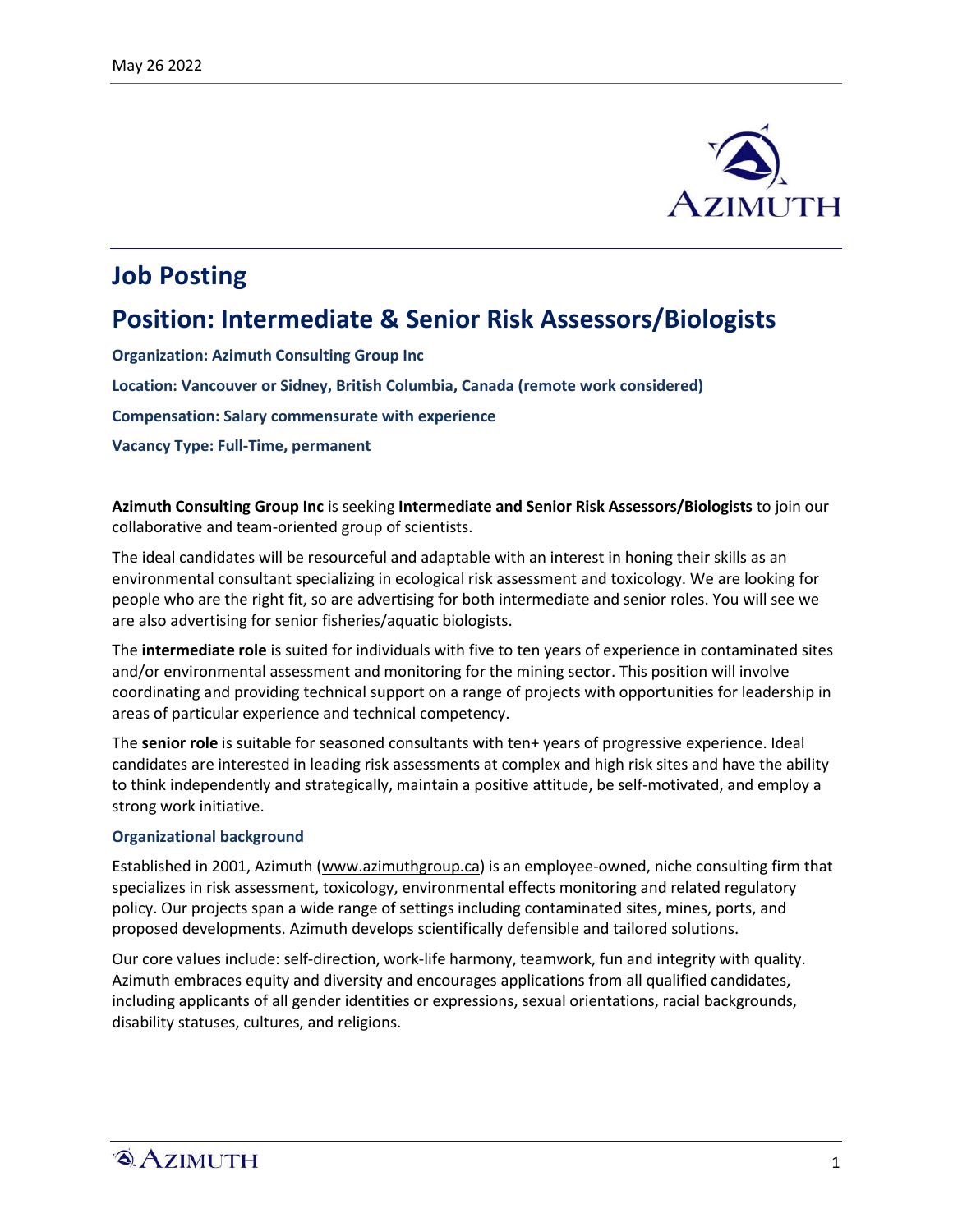May 26 2022

# Job Posting

## Position: Intermediate & Senior Risk Assessors/Biologists

**Organization: Azimuth Consulting Group Inc**

**Location: Vancouver or Sidney, British Columbia, Canada (remote work considered)**

**Compensation: Salary commensurate with experience**

**Vacancy Type: Full-Time, permanent**

**Azimuth Consulting Group Inc** is seeking **Intermediate and Senior Risk Assessors/Biologists** to join our collaborative and team-oriented group of scientists.

The ideal candidates will be resourceful and adaptable with an interest in honing their skills as an environmental consultant specializing in ecological risk assessment and toxicology. We are looking for people who are the right fit, so are advertising for both intermediate and senior roles. You will see we are also advertising for senior fisheries/aquatic biologists.

The **intermediate role** is suited for individuals with five to ten years of experience in contaminated sites and/or environmental assessment and monitoring for the mining sector. This position will involve coordinating and providing technical support on a range of projects with opportunities for leadership in areas of particular experience and technical competency.

The **senior role** is suitable for seasoned consultants with ten+ years of progressive experience. Ideal candidates are interested in leading risk assessments at complex and high risk sites and have the ability to think independently and strategically, maintain a positive attitude, be self-motivated, and employ a strong work initiative.

### Organizational background

Established in 2001, Azimuth (www.azimuthgroup.ca) is an employee-owned, niche consulting firm that specializes in risk assessment, toxicology, environmental effects monitoring and related regulatory policy. Our projects span a wide range of settings including contaminated sites, mines, ports, and proposed developments. Azimuth develops scientifically defensible and tailored solutions.

Our core values include: self-direction, work-life harmony, teamwork, fun and integrity with quality. Azimuth embraces equity and diversity and encourages applications from all qualified candidates, including applicants of all gender identities or expressions, sexual orientations, racial backgrounds, disability statuses, cultures, and religions.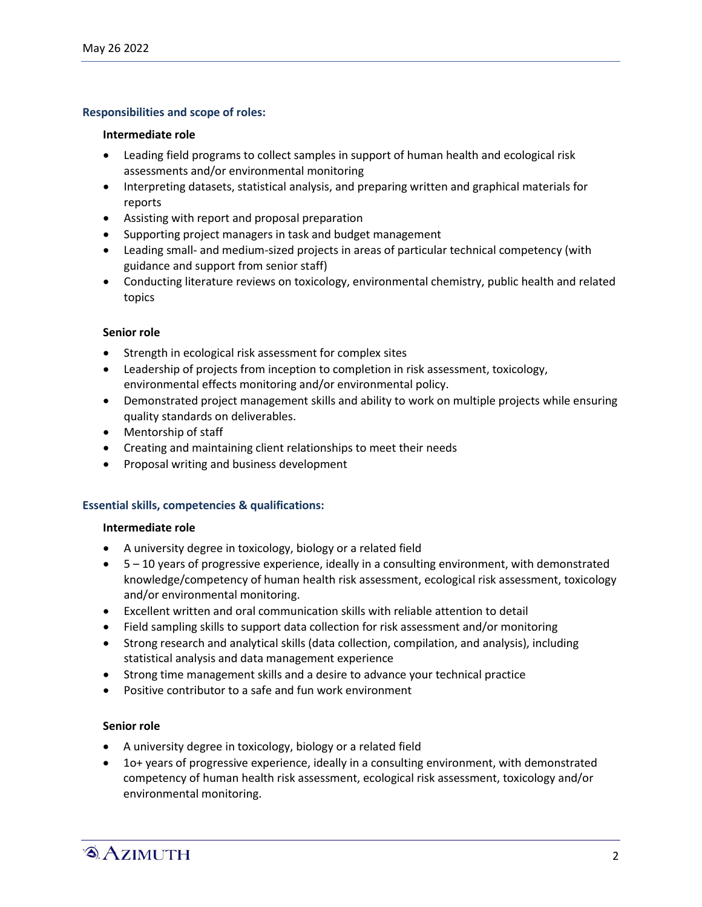## Responsibilities and scope of roles:

### Intermediate role

- Leading field programs to collect samples in support of human health and ecological risk assessments and/or environmental monitoring
- Interpreting datasets, statistical analysis, and preparing written and graphical materials for reports
- Assisting with report and proposal preparation
- Supporting project managers in task and budget management
- Leading small- and medium-sized projects in areas of particular technical competency (with guidance and support from senior staff)
- Conducting literature reviews on toxicology, environmental chemistry, public health and related topics

### Senior role

- Strength in ecological risk assessment for complex sites
- Leadership of projects from inception to completion in risk assessment, toxicology, environmental effects monitoring and/or environmental policy.
- Demonstrated project management skills and ability to work on multiple projects while ensuring quality standards on deliverables.
- Mentorship of staff
- Creating and maintaining client relationships to meet their needs
- Proposal writing and business development

## Essential skills, competencies & qualifications:

### Intermediate role

- A university degree in toxicology, biology or a related field
- 5 – 10 years of progressive experience, ideally in a consulting environment, with demonstrated knowledge/competency of human health risk assessment, ecological risk assessment, toxicology and/or environmental monitoring.
- Excellent written and oral communication skills with reliable attention to detail
- Field sampling skills to support data collection for risk assessment and/or monitoring
- Strong research and analytical skills (data collection, compilation, and analysis), including statistical analysis and data management experience
- Strong time management skills and a desire to advance your technical practice
- Positive contributor to a safe and fun work environment

### Senior role

- A university degree in toxicology, biology or a related field
- 1o+ years of progressive experience, ideally in a consulting environment, with demonstrated competency of human health risk assessment, ecological risk assessment, toxicology and/or environmental monitoring.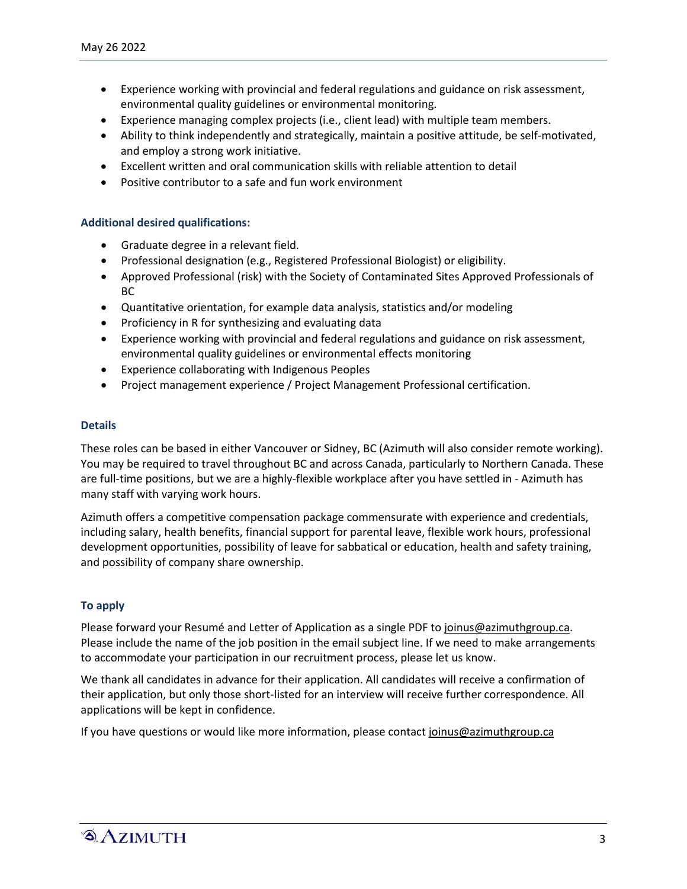- Experience working with provincial and federal regulations and guidance on risk assessment, environmental quality guidelines or environmental monitoring.
- Experience managing complex projects (i.e., client lead) with multiple team members.
- Ability to think independently and strategically, maintain a positive attitude, be self-motivated, and employ a strong work initiative.
- Excellent written and oral communication skills with reliable attention to detail
- Positive contributor to a safe and fun work environment

### Additional desired qualifications:

- Graduate degree in a relevant field.
- Professional designation (e.g., Registered Professional Biologist) or eligibility.
- Approved Professional (risk) with the Society of Contaminated Sites Approved Professionals of BC
- Quantitative orientation, for example data analysis, statistics and/or modeling
- Proficiency in R for synthesizing and evaluating data
- Experience working with provincial and federal regulations and guidance on risk assessment, environmental quality guidelines or environmental effects monitoring
- Experience collaborating with Indigenous Peoples
- Project management experience / Project Management Professional certification.

### Details

These roles can be based in either Vancouver or Sidney, BC (Azimuth will also consider remote working). You may be required to travel throughout BC and across Canada, particularly to Northern Canada. These are full-time positions, but we are a highly-flexible workplace after you have settled in - Azimuth has many staff with varying work hours.

Azimuth offers a competitive compensation package commensurate with experience and credentials, including salary, health benefits, financial support for parental leave, flexible work hours, professional development opportunities, possibility of leave for sabbatical or education, health and safety training, and possibility of company share ownership.

### To apply

Please forward your Resumé and Letter of Application as a single PDF to joinus@azimuthgroup.ca. Please include the name of the job position in the email subject line. If we need to make arrangements to accommodate your participation in our recruitment process, please let us know.

We thank all candidates in advance for their application. All candidates will receive a confirmation of their application, but only those short-listed for an interview will receive further correspondence. All applications will be kept in confidence.

If you have questions or would like more information, please contact joinus@azimuthgroup.ca